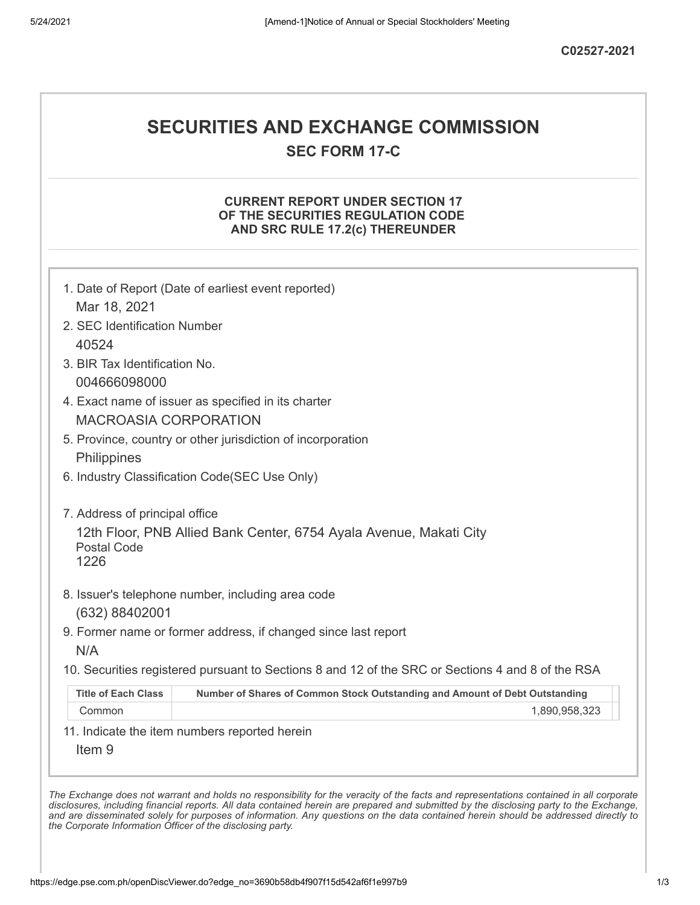C02527-2021

# SECURITIES AND EXCHANGE COMMISSION

## SEC FORM 17-C

### CURRENT REPORT UNDER SECTION 17 OF THE SECURITIES REGULATION CODE AND SRC RULE 17.2(c) THEREUNDER

1. Date of Report (Date of earliest event reported)
   Mar 18, 2021
2. SEC Identification Number
   40524
3. BIR Tax Identification No.
   004666098000
4. Exact name of issuer as specified in its charter
   MACROASIA CORPORATION
5. Province, country or other jurisdiction of incorporation
   Philippines
6. Industry Classification Code(SEC Use Only)

7. Address of principal office
   12th Floor, PNB Allied Bank Center, 6754 Ayala Avenue, Makati City
   Postal Code
   1226
8. Issuer's telephone number, including area code
   (632) 88402001
9. Former name or former address, if changed since last report
   N/A
10. Securities registered pursuant to Sections 8 and 12 of the SRC or Sections 4 and 8 of the RSA

| Title of Each Class | Number of Shares of Common Stock Outstanding and Amount of Debt Outstanding |
|---|---|
| Common | 1,890,958,323 |

11. Indicate the item numbers reported herein
    Item 9

*The Exchange does not warrant and holds no responsibility for the veracity of the facts and representations contained in all corporate disclosures, including financial reports. All data contained herein are prepared and submitted by the disclosing party to the Exchange, and are disseminated solely for purposes of information. Any questions on the data contained herein should be addressed directly to the Corporate Information Officer of the disclosing party.*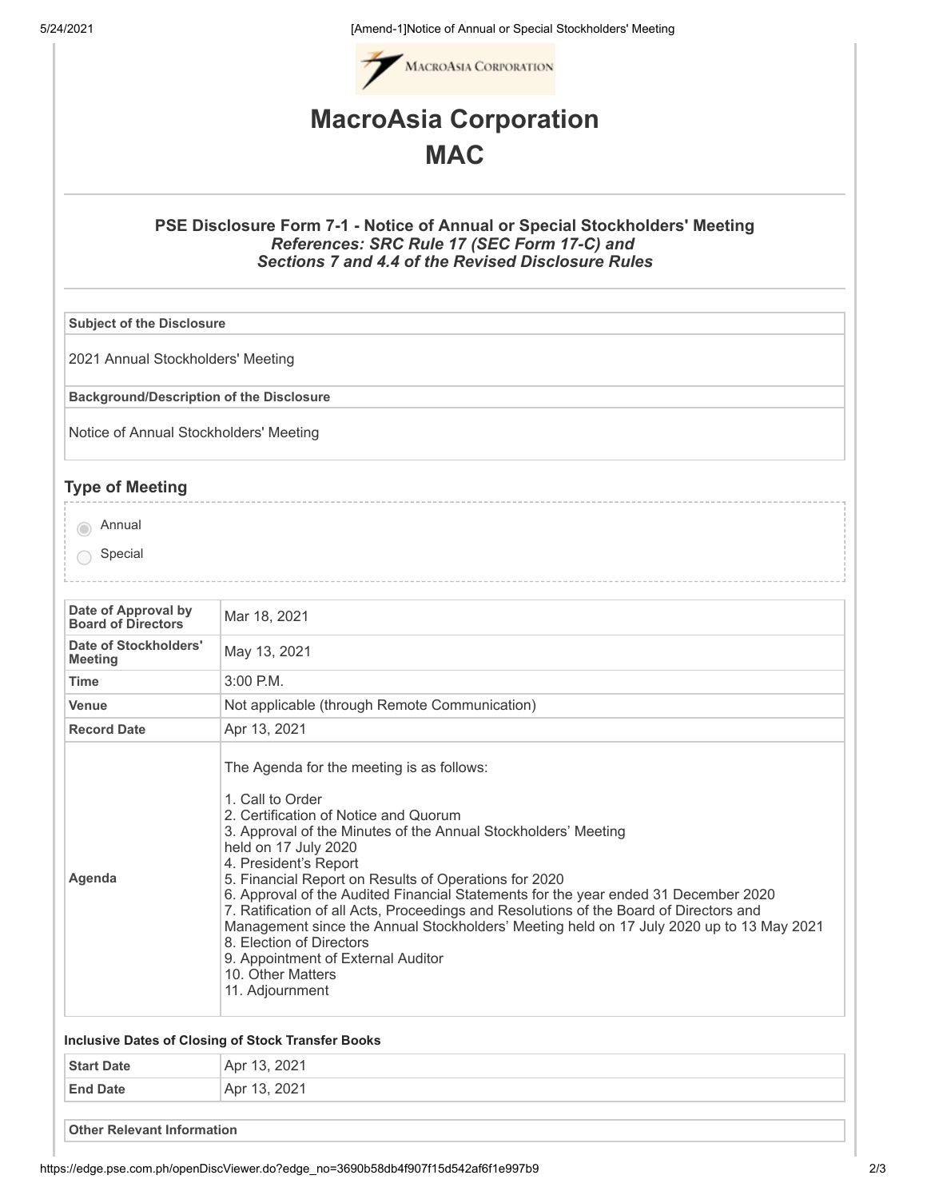# MacroAsia Corporation

# MAC

### PSE Disclosure Form 7-1 - Notice of Annual or Special Stockholders' Meeting

***References: SRC Rule 17 (SEC Form 17-C) and Sections 7 and 4.4 of the Revised Disclosure Rules***

| **Subject of the Disclosure** |
|---|
| 2021 Annual Stockholders' Meeting |
| **Background/Description of the Disclosure** |
| Notice of Annual Stockholders' Meeting |

## Type of Meeting

- (selected) Annual
- Special

| | |
|---|---|
| **Date of Approval by Board of Directors** | Mar 18, 2021 |
| **Date of Stockholders' Meeting** | May 13, 2021 |
| **Time** | 3:00 P.M. |
| **Venue** | Not applicable (through Remote Communication) |
| **Record Date** | Apr 13, 2021 |
| **Agenda** | The Agenda for the meeting is as follows:<br><br>1. Call to Order<br>2. Certification of Notice and Quorum<br>3. Approval of the Minutes of the Annual Stockholders' Meeting held on 17 July 2020<br>4. President's Report<br>5. Financial Report on Results of Operations for 2020<br>6. Approval of the Audited Financial Statements for the year ended 31 December 2020<br>7. Ratification of all Acts, Proceedings and Resolutions of the Board of Directors and Management since the Annual Stockholders' Meeting held on 17 July 2020 up to 13 May 2021<br>8. Election of Directors<br>9. Appointment of External Auditor<br>10. Other Matters<br>11. Adjournment |

**Inclusive Dates of Closing of Stock Transfer Books**

| | |
|---|---|
| **Start Date** | Apr 13, 2021 |
| **End Date** | Apr 13, 2021 |

| **Other Relevant Information** |
|---|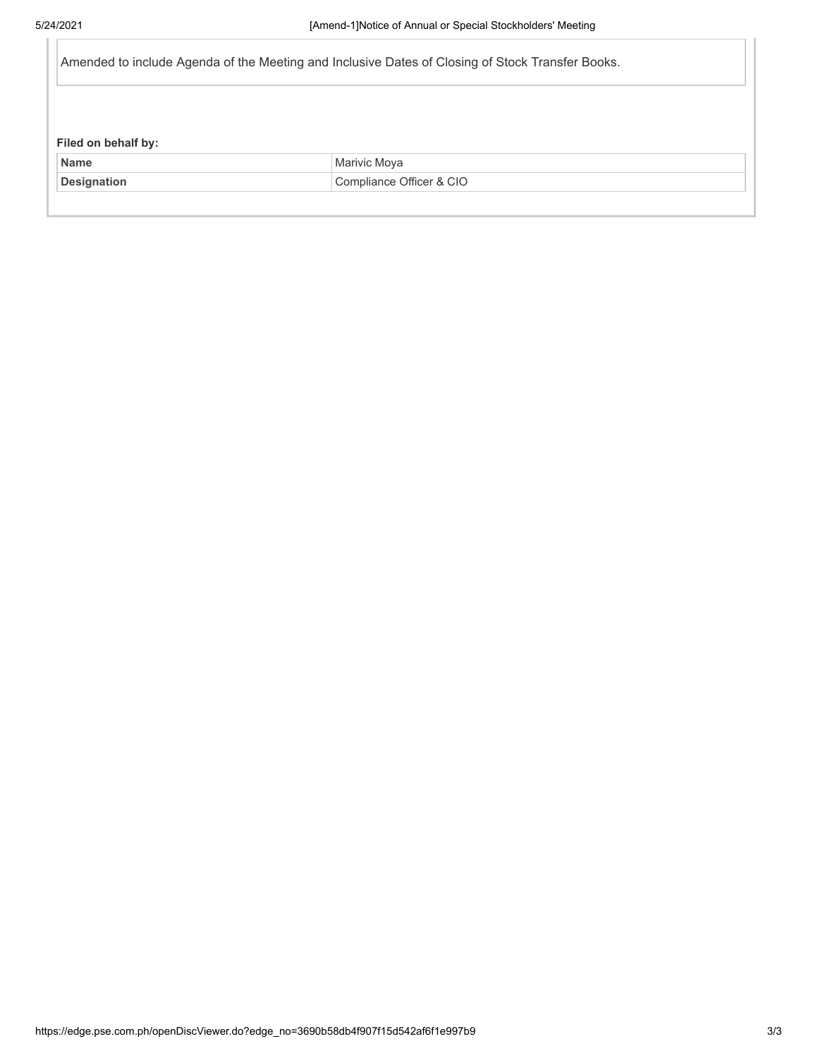Amended to include Agenda of the Meeting and Inclusive Dates of Closing of Stock Transfer Books.

**Filed on behalf by:**

| | |
|---|---|
| **Name** | Marivic Moya |
| **Designation** | Compliance Officer & CIO |